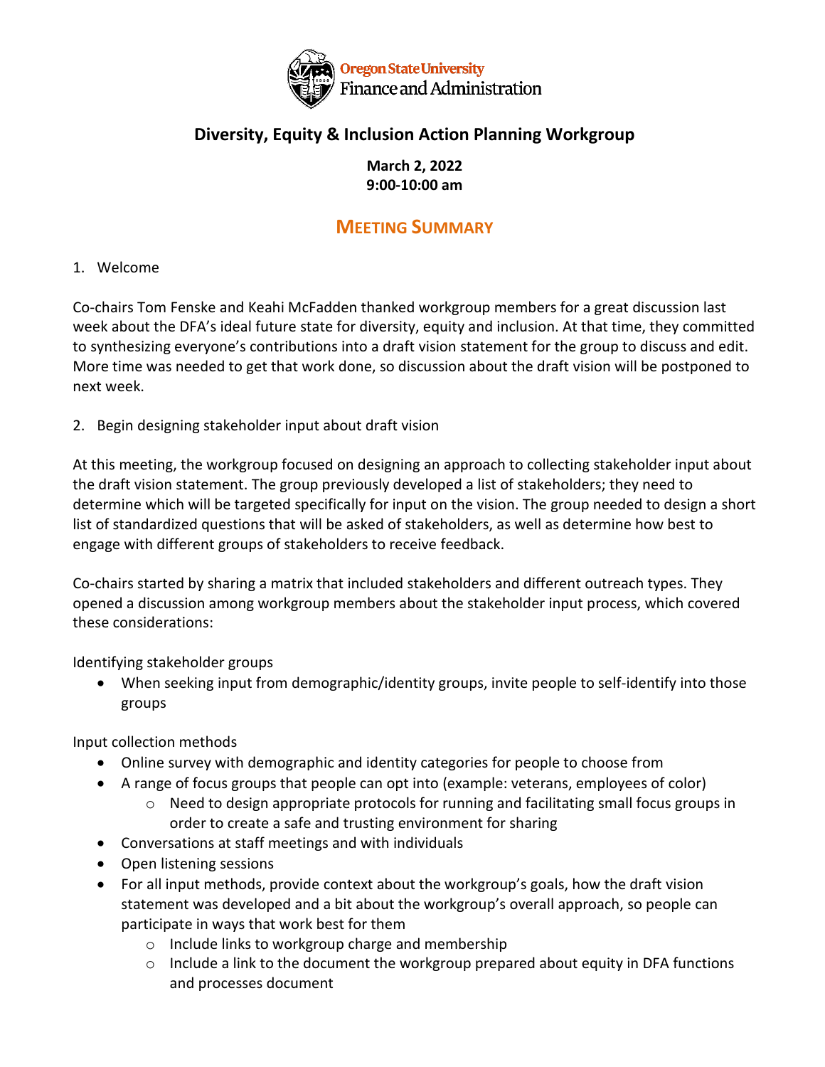Oregon State University
Finance and Administration

# Diversity, Equity & Inclusion Action Planning Workgroup

**March 2, 2022**
**9:00-10:00 am**

## MEETING SUMMARY

1. Welcome

Co-chairs Tom Fenske and Keahi McFadden thanked workgroup members for a great discussion last week about the DFA's ideal future state for diversity, equity and inclusion. At that time, they committed to synthesizing everyone's contributions into a draft vision statement for the group to discuss and edit. More time was needed to get that work done, so discussion about the draft vision will be postponed to next week.

2. Begin designing stakeholder input about draft vision

At this meeting, the workgroup focused on designing an approach to collecting stakeholder input about the draft vision statement. The group previously developed a list of stakeholders; they need to determine which will be targeted specifically for input on the vision. The group needed to design a short list of standardized questions that will be asked of stakeholders, as well as determine how best to engage with different groups of stakeholders to receive feedback.

Co-chairs started by sharing a matrix that included stakeholders and different outreach types. They opened a discussion among workgroup members about the stakeholder input process, which covered these considerations:

Identifying stakeholder groups

- When seeking input from demographic/identity groups, invite people to self-identify into those groups

Input collection methods

- Online survey with demographic and identity categories for people to choose from
- A range of focus groups that people can opt into (example: veterans, employees of color)
  - Need to design appropriate protocols for running and facilitating small focus groups in order to create a safe and trusting environment for sharing
- Conversations at staff meetings and with individuals
- Open listening sessions
- For all input methods, provide context about the workgroup's goals, how the draft vision statement was developed and a bit about the workgroup's overall approach, so people can participate in ways that work best for them
  - Include links to workgroup charge and membership
  - Include a link to the document the workgroup prepared about equity in DFA functions and processes document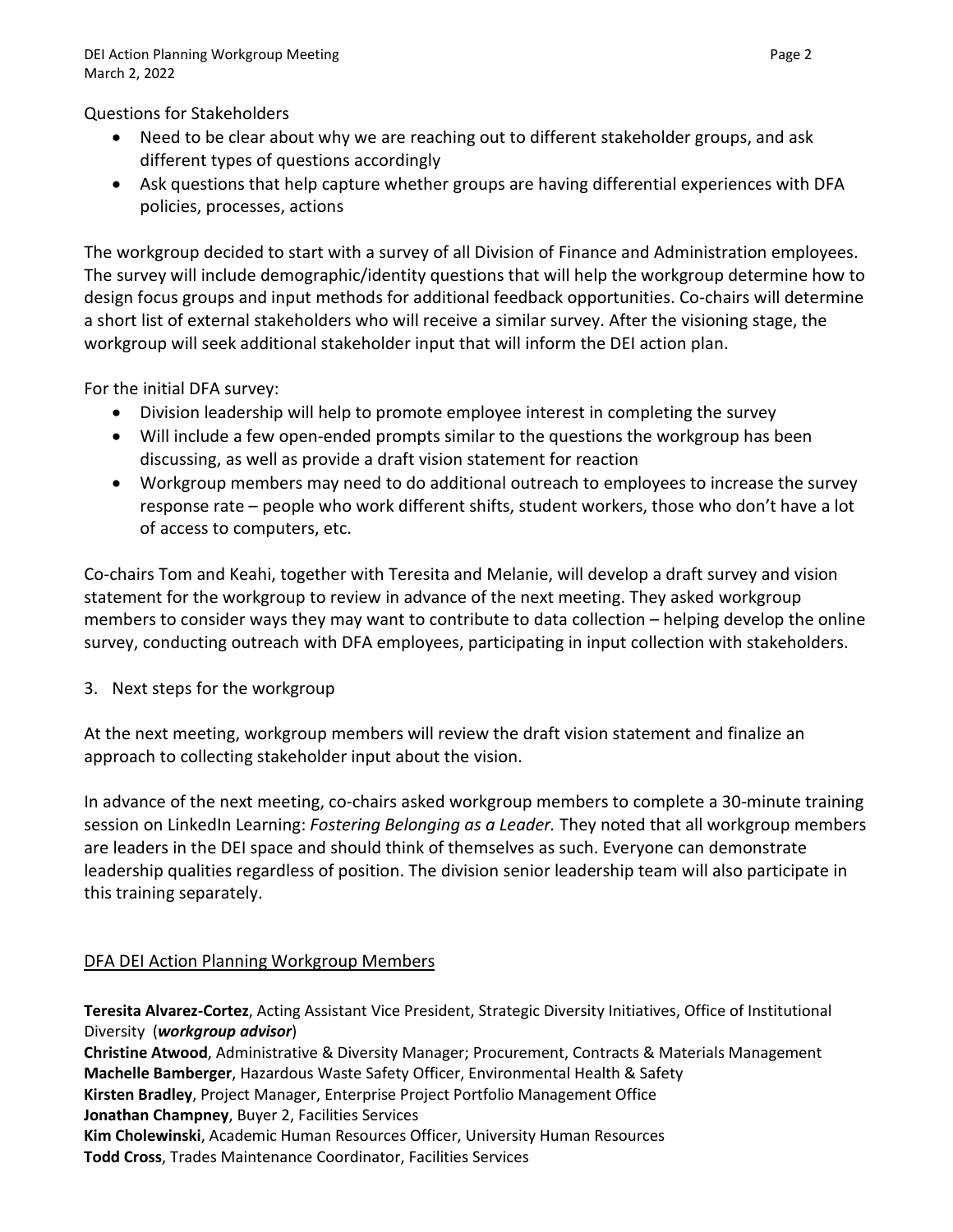Questions for Stakeholders

- Need to be clear about why we are reaching out to different stakeholder groups, and ask different types of questions accordingly
- Ask questions that help capture whether groups are having differential experiences with DFA policies, processes, actions

The workgroup decided to start with a survey of all Division of Finance and Administration employees. The survey will include demographic/identity questions that will help the workgroup determine how to design focus groups and input methods for additional feedback opportunities. Co-chairs will determine a short list of external stakeholders who will receive a similar survey. After the visioning stage, the workgroup will seek additional stakeholder input that will inform the DEI action plan.

For the initial DFA survey:

- Division leadership will help to promote employee interest in completing the survey
- Will include a few open-ended prompts similar to the questions the workgroup has been discussing, as well as provide a draft vision statement for reaction
- Workgroup members may need to do additional outreach to employees to increase the survey response rate – people who work different shifts, student workers, those who don't have a lot of access to computers, etc.

Co-chairs Tom and Keahi, together with Teresita and Melanie, will develop a draft survey and vision statement for the workgroup to review in advance of the next meeting. They asked workgroup members to consider ways they may want to contribute to data collection – helping develop the online survey, conducting outreach with DFA employees, participating in input collection with stakeholders.

3. Next steps for the workgroup

At the next meeting, workgroup members will review the draft vision statement and finalize an approach to collecting stakeholder input about the vision.

In advance of the next meeting, co-chairs asked workgroup members to complete a 30-minute training session on LinkedIn Learning: *Fostering Belonging as a Leader.* They noted that all workgroup members are leaders in the DEI space and should think of themselves as such. Everyone can demonstrate leadership qualities regardless of position. The division senior leadership team will also participate in this training separately.

<u>DFA DEI Action Planning Workgroup Members</u>

**Teresita Alvarez-Cortez**, Acting Assistant Vice President, Strategic Diversity Initiatives, Office of Institutional Diversity (***workgroup advisor***)
**Christine Atwood**, Administrative & Diversity Manager; Procurement, Contracts & Materials Management
**Machelle Bamberger**, Hazardous Waste Safety Officer, Environmental Health & Safety
**Kirsten Bradley**, Project Manager, Enterprise Project Portfolio Management Office
**Jonathan Champney**, Buyer 2, Facilities Services
**Kim Cholewinski**, Academic Human Resources Officer, University Human Resources
**Todd Cross**, Trades Maintenance Coordinator, Facilities Services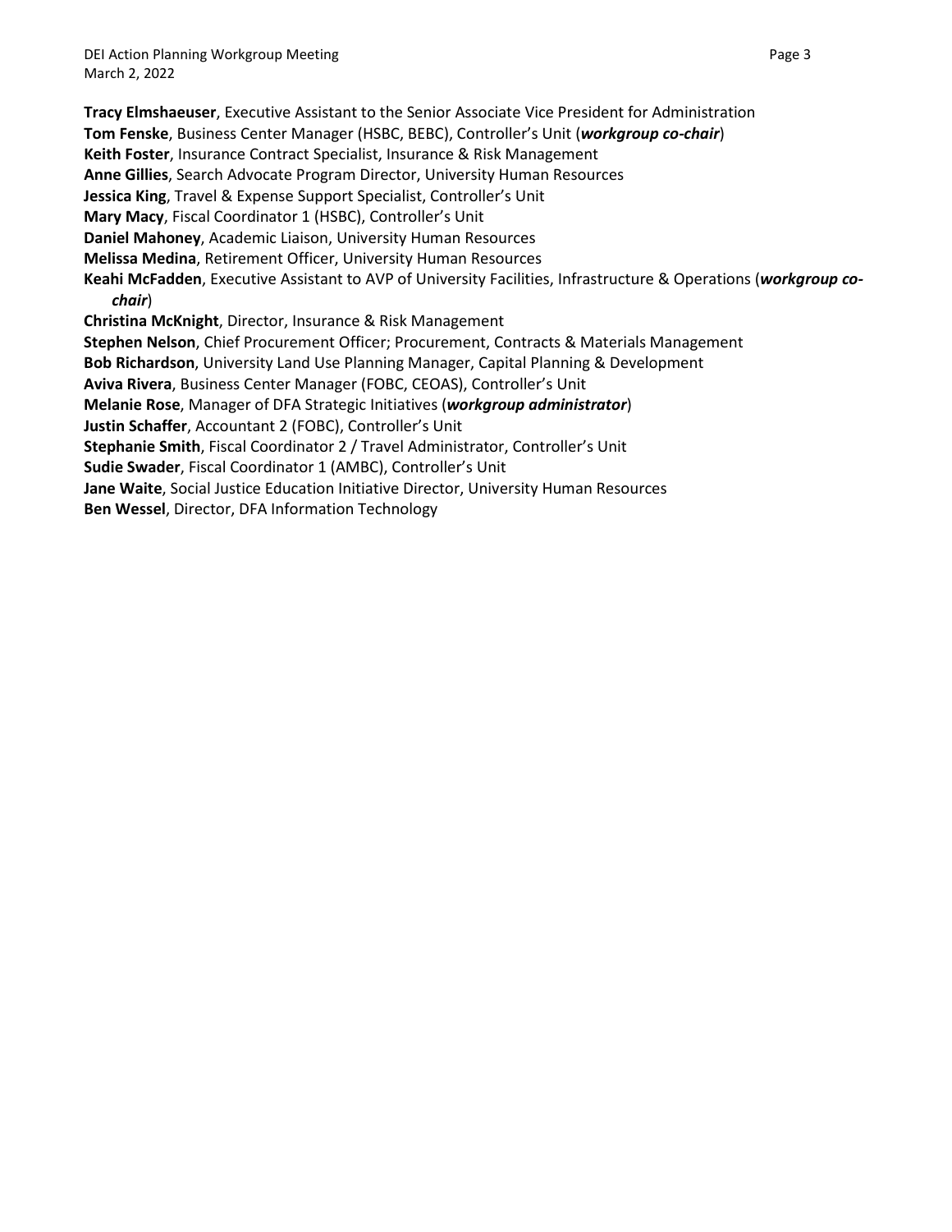**Tracy Elmshaeuser**, Executive Assistant to the Senior Associate Vice President for Administration
**Tom Fenske**, Business Center Manager (HSBC, BEBC), Controller's Unit (***workgroup co-chair***)
**Keith Foster**, Insurance Contract Specialist, Insurance & Risk Management
**Anne Gillies**, Search Advocate Program Director, University Human Resources
**Jessica King**, Travel & Expense Support Specialist, Controller's Unit
**Mary Macy**, Fiscal Coordinator 1 (HSBC), Controller's Unit
**Daniel Mahoney**, Academic Liaison, University Human Resources
**Melissa Medina**, Retirement Officer, University Human Resources
**Keahi McFadden**, Executive Assistant to AVP of University Facilities, Infrastructure & Operations (***workgroup co-chair***)
**Christina McKnight**, Director, Insurance & Risk Management
**Stephen Nelson**, Chief Procurement Officer; Procurement, Contracts & Materials Management
**Bob Richardson**, University Land Use Planning Manager, Capital Planning & Development
**Aviva Rivera**, Business Center Manager (FOBC, CEOAS), Controller's Unit
**Melanie Rose**, Manager of DFA Strategic Initiatives (***workgroup administrator***)
**Justin Schaffer**, Accountant 2 (FOBC), Controller's Unit
**Stephanie Smith**, Fiscal Coordinator 2 / Travel Administrator, Controller's Unit
**Sudie Swader**, Fiscal Coordinator 1 (AMBC), Controller's Unit
**Jane Waite**, Social Justice Education Initiative Director, University Human Resources
**Ben Wessel**, Director, DFA Information Technology